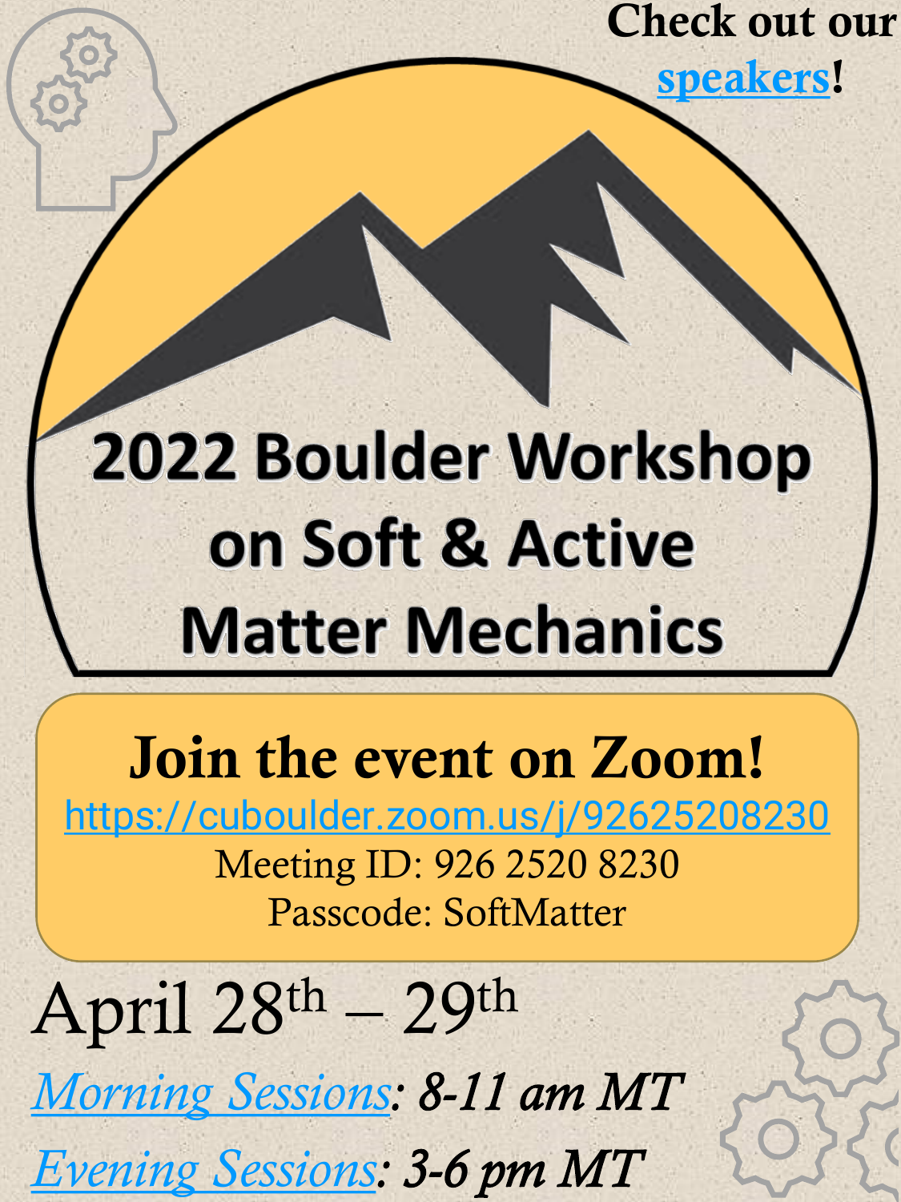Check out our speakers!

# 2022 Boulder Workshop on Soft & Active Matter Mechanics

## Join the event on Zoom!

https://cuboulder.zoom.us/j/92625208230

Meeting ID: 926 2520 8230

Passcode: SoftMatter

April 28th – 29th

*Morning Sessions: 8-11 am MT*

*Evening Sessions: 3-6 pm MT*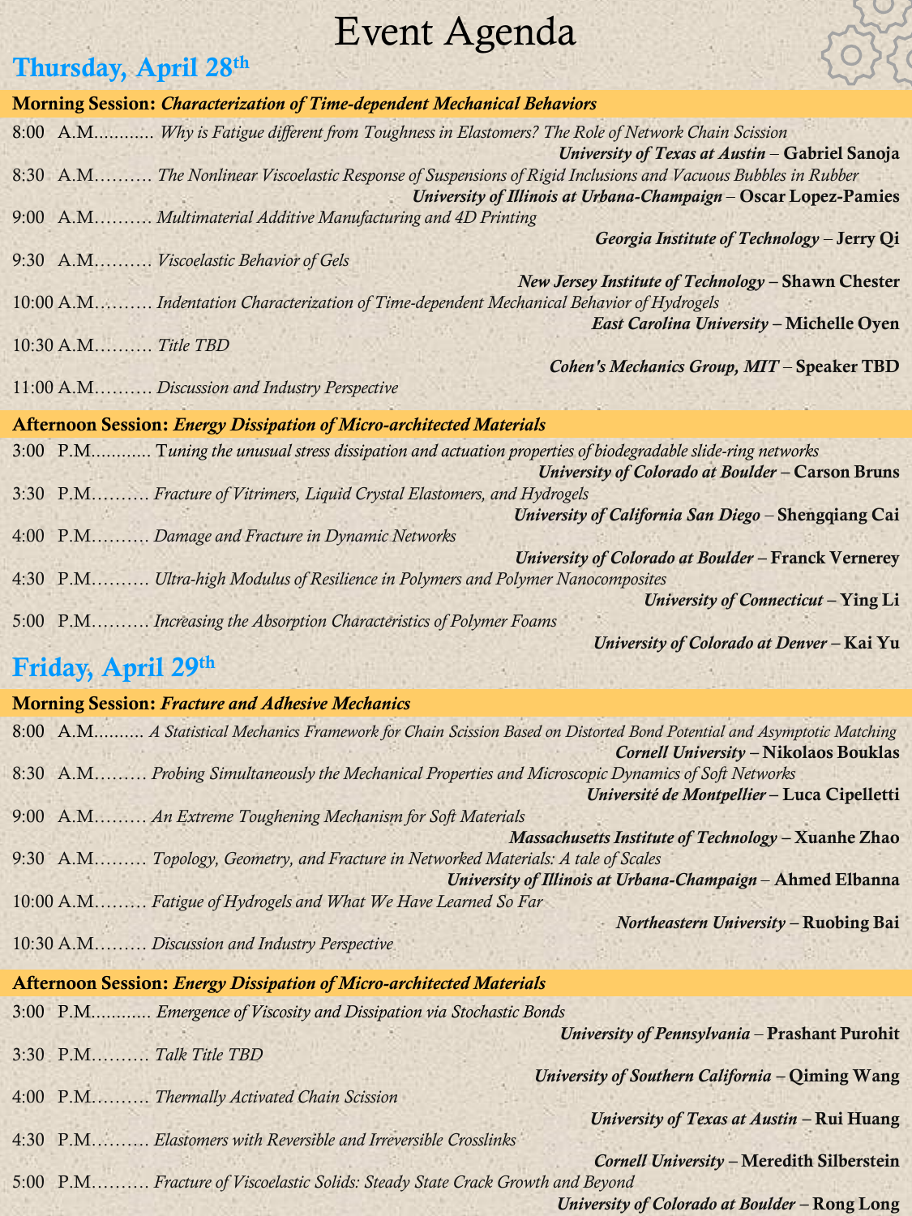# Event Agenda

## Thursday, April 28th

**Morning Session:** ***Characterization of Time-dependent Mechanical Behaviors***

8:00 A.M............ *Why is Fatigue different from Toughness in Elastomers? The Role of Network Chain Scission*
***University of Texas at Austin*** – **Gabriel Sanoja**

8:30 A.M.......... *The Nonlinear Viscoelastic Response of Suspensions of Rigid Inclusions and Vacuous Bubbles in Rubber*
***University of Illinois at Urbana-Champaign*** – **Oscar Lopez-Pamies**

9:00 A.M.......... *Multimaterial Additive Manufacturing and 4D Printing*
***Georgia Institute of Technology*** – **Jerry Qi**

9:30 A.M.......... *Viscoelastic Behavior of Gels*
***New Jersey Institute of Technology*** – **Shawn Chester**

10:00 A.M.......... *Indentation Characterization of Time-dependent Mechanical Behavior of Hydrogels*
***East Carolina University*** – **Michelle Oyen**

10:30 A.M.......... *Title TBD*
***Cohen's Mechanics Group, MIT*** – **Speaker TBD**

11:00 A.M.......... *Discussion and Industry Perspective*

**Afternoon Session:** ***Energy Dissipation of Micro-architected Materials***

3:00 P.M............ *Tuning the unusual stress dissipation and actuation properties of biodegradable slide-ring networks*
***University of Colorado at Boulder*** – **Carson Bruns**

3:30 P.M.......... *Fracture of Vitrimers, Liquid Crystal Elastomers, and Hydrogels*
***University of California San Diego*** – **Shengqiang Cai**

4:00 P.M.......... *Damage and Fracture in Dynamic Networks*
***University of Colorado at Boulder*** – **Franck Vernerey**

4:30 P.M.......... *Ultra-high Modulus of Resilience in Polymers and Polymer Nanocomposites*
***University of Connecticut*** – **Ying Li**

5:00 P.M.......... *Increasing the Absorption Characteristics of Polymer Foams*
***University of Colorado at Denver*** – **Kai Yu**

## Friday, April 29th

**Morning Session:** ***Fracture and Adhesive Mechanics***

8:00 A.M......... *A Statistical Mechanics Framework for Chain Scission Based on Distorted Bond Potential and Asymptotic Matching*
***Cornell University*** – **Nikolaos Bouklas**

8:30 A.M......... *Probing Simultaneously the Mechanical Properties and Microscopic Dynamics of Soft Networks*
***Université de Montpellier*** – **Luca Cipelletti**

9:00 A.M......... *An Extreme Toughening Mechanism for Soft Materials*
***Massachusetts Institute of Technology*** – **Xuanhe Zhao**

9:30 A.M......... *Topology, Geometry, and Fracture in Networked Materials: A tale of Scales*
***University of Illinois at Urbana-Champaign*** – **Ahmed Elbanna**

10:00 A.M......... *Fatigue of Hydrogels and What We Have Learned So Far*
***Northeastern University*** – **Ruobing Bai**

10:30 A.M......... *Discussion and Industry Perspective*

**Afternoon Session:** ***Energy Dissipation of Micro-architected Materials***

3:00 P.M............ *Emergence of Viscosity and Dissipation via Stochastic Bonds*
***University of Pennsylvania*** – **Prashant Purohit**

3:30 P.M.......... *Talk Title TBD*
***University of Southern California*** – **Qiming Wang**

4:00 P.M.......... *Thermally Activated Chain Scission*
***University of Texas at Austin*** – **Rui Huang**

4:30 P.M.......... *Elastomers with Reversible and Irreversible Crosslinks*
***Cornell University*** – **Meredith Silberstein**

5:00 P.M.......... *Fracture of Viscoelastic Solids: Steady State Crack Growth and Beyond*
***University of Colorado at Boulder*** – **Rong Long**